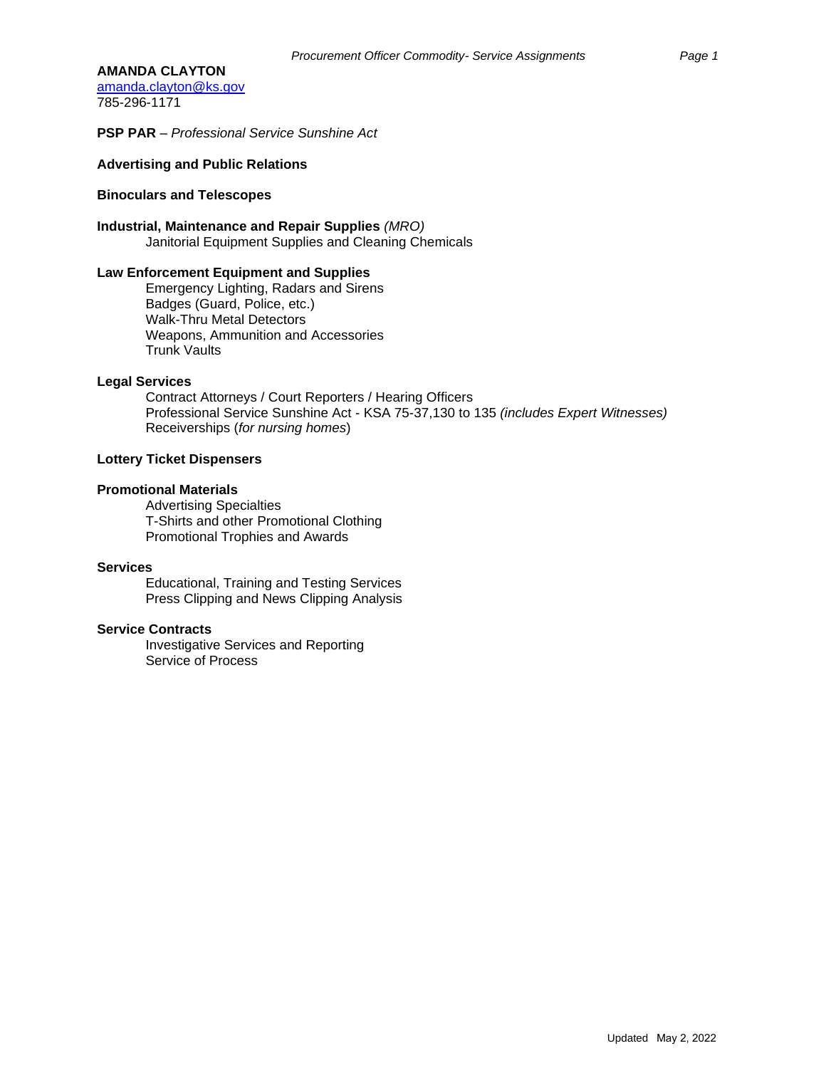**AMANDA CLAYTON**
amanda.clayton@ks.gov
785-296-1171

**PSP PAR** – *Professional Service Sunshine Act*

**Advertising and Public Relations**

**Binoculars and Telescopes**

**Industrial, Maintenance and Repair Supplies** *(MRO)*
- Janitorial Equipment Supplies and Cleaning Chemicals

**Law Enforcement Equipment and Supplies**
- Emergency Lighting, Radars and Sirens
- Badges (Guard, Police, etc.)
- Walk-Thru Metal Detectors
- Weapons, Ammunition and Accessories
- Trunk Vaults

**Legal Services**
- Contract Attorneys / Court Reporters / Hearing Officers
- Professional Service Sunshine Act - KSA 75-37,130 to 135 *(includes Expert Witnesses)*
- Receiverships (*for nursing homes*)

**Lottery Ticket Dispensers**

**Promotional Materials**
- Advertising Specialties
- T-Shirts and other Promotional Clothing
- Promotional Trophies and Awards

**Services**
- Educational, Training and Testing Services
- Press Clipping and News Clipping Analysis

**Service Contracts**
- Investigative Services and Reporting
- Service of Process

Updated May 2, 2022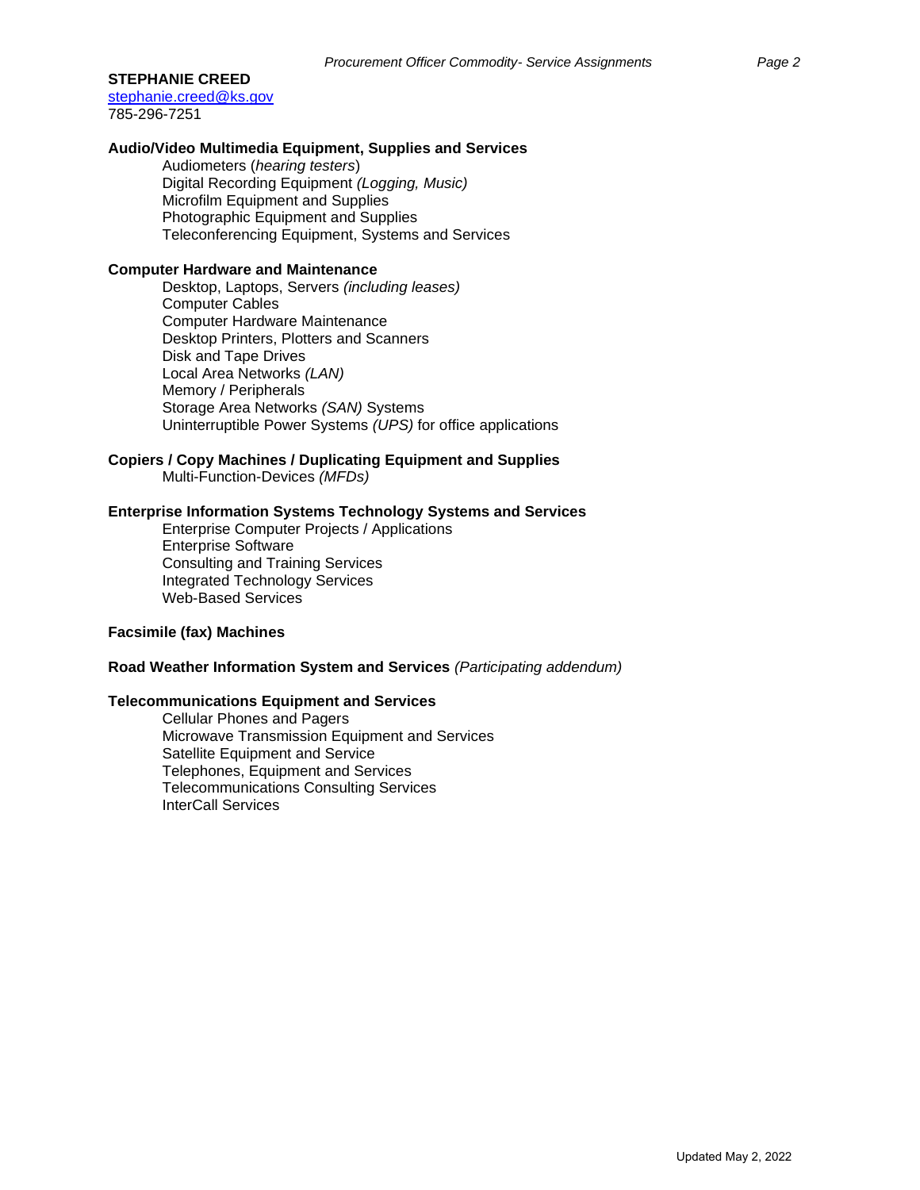**STEPHANIE CREED**
stephanie.creed@ks.gov
785-296-7251

**Audio/Video Multimedia Equipment, Supplies and Services**

- Audiometers (*hearing testers*)
- Digital Recording Equipment *(Logging, Music)*
- Microfilm Equipment and Supplies
- Photographic Equipment and Supplies
- Teleconferencing Equipment, Systems and Services

**Computer Hardware and Maintenance**

- Desktop, Laptops, Servers *(including leases)*
- Computer Cables
- Computer Hardware Maintenance
- Desktop Printers, Plotters and Scanners
- Disk and Tape Drives
- Local Area Networks *(LAN)*
- Memory / Peripherals
- Storage Area Networks *(SAN)* Systems
- Uninterruptible Power Systems *(UPS)* for office applications

**Copiers / Copy Machines / Duplicating Equipment and Supplies**

- Multi-Function-Devices *(MFDs)*

**Enterprise Information Systems Technology Systems and Services**

- Enterprise Computer Projects / Applications
- Enterprise Software
- Consulting and Training Services
- Integrated Technology Services
- Web-Based Services

**Facsimile (fax) Machines**

**Road Weather Information System and Services** *(Participating addendum)*

**Telecommunications Equipment and Services**

- Cellular Phones and Pagers
- Microwave Transmission Equipment and Services
- Satellite Equipment and Service
- Telephones, Equipment and Services
- Telecommunications Consulting Services
- InterCall Services

Updated May 2, 2022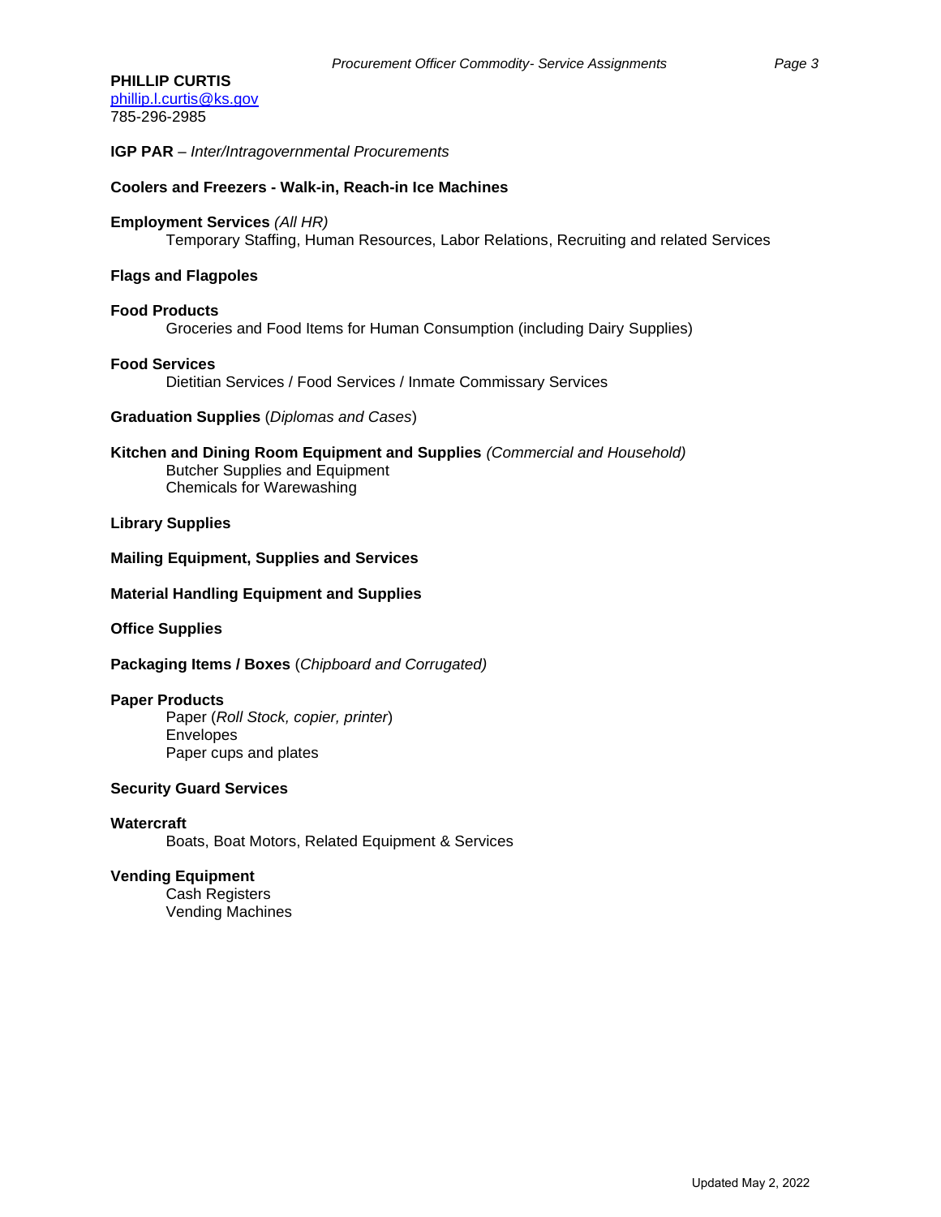**PHILLIP CURTIS**
phillip.l.curtis@ks.gov
785-296-2985

**IGP PAR** – *Inter/Intragovernmental Procurements*

**Coolers and Freezers - Walk-in, Reach-in Ice Machines**

**Employment Services** *(All HR)*
Temporary Staffing, Human Resources, Labor Relations, Recruiting and related Services

**Flags and Flagpoles**

**Food Products**
Groceries and Food Items for Human Consumption (including Dairy Supplies)

**Food Services**
Dietitian Services / Food Services / Inmate Commissary Services

**Graduation Supplies** (*Diplomas and Cases*)

**Kitchen and Dining Room Equipment and Supplies** *(Commercial and Household)*
Butcher Supplies and Equipment
Chemicals for Warewashing

**Library Supplies**

**Mailing Equipment, Supplies and Services**

**Material Handling Equipment and Supplies**

**Office Supplies**

**Packaging Items / Boxes** (*Chipboard and Corrugated)*

**Paper Products**
Paper (*Roll Stock, copier, printer*)
Envelopes
Paper cups and plates

**Security Guard Services**

**Watercraft**
Boats, Boat Motors, Related Equipment & Services

**Vending Equipment**
Cash Registers
Vending Machines

Updated May 2, 2022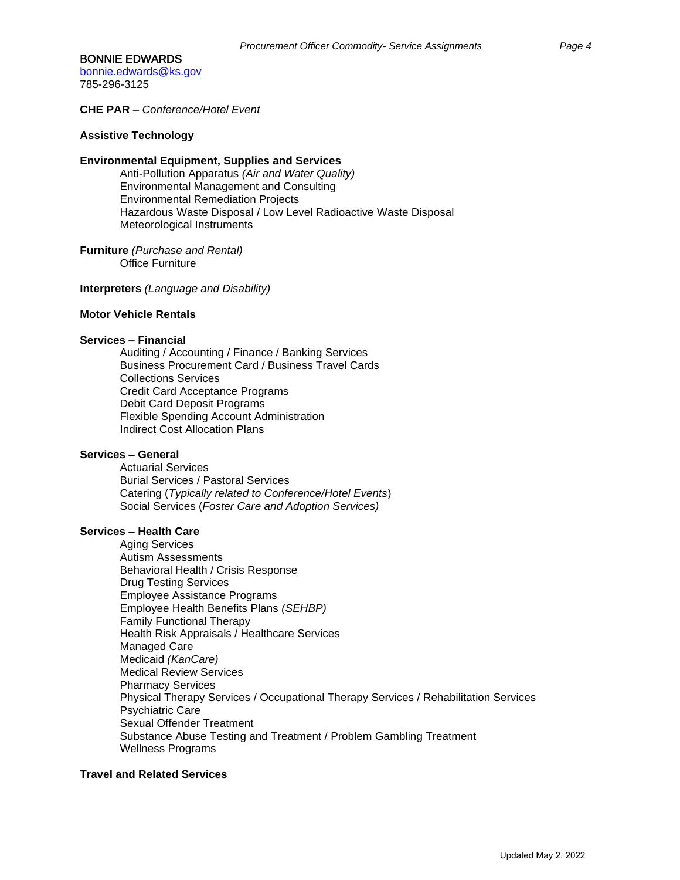BONNIE EDWARDS
[bonnie.edwards@ks.gov](mailto:bonnie.edwards@ks.gov)
785-296-3125

**CHE PAR** – *Conference/Hotel Event*

**Assistive Technology**

**Environmental Equipment, Supplies and Services**
- Anti-Pollution Apparatus *(Air and Water Quality)*
- Environmental Management and Consulting
- Environmental Remediation Projects
- Hazardous Waste Disposal / Low Level Radioactive Waste Disposal
- Meteorological Instruments

**Furniture** *(Purchase and Rental)*
- Office Furniture

**Interpreters** *(Language and Disability)*

**Motor Vehicle Rentals**

**Services – Financial**
- Auditing / Accounting / Finance / Banking Services
- Business Procurement Card / Business Travel Cards
- Collections Services
- Credit Card Acceptance Programs
- Debit Card Deposit Programs
- Flexible Spending Account Administration
- Indirect Cost Allocation Plans

**Services – General**
- Actuarial Services
- Burial Services / Pastoral Services
- Catering (*Typically related to Conference/Hotel Events*)
- Social Services (*Foster Care and Adoption Services)*

**Services – Health Care**
- Aging Services
- Autism Assessments
- Behavioral Health / Crisis Response
- Drug Testing Services
- Employee Assistance Programs
- Employee Health Benefits Plans *(SEHBP)*
- Family Functional Therapy
- Health Risk Appraisals / Healthcare Services
- Managed Care
- Medicaid *(KanCare)*
- Medical Review Services
- Pharmacy Services
- Physical Therapy Services / Occupational Therapy Services / Rehabilitation Services
- Psychiatric Care
- Sexual Offender Treatment
- Substance Abuse Testing and Treatment / Problem Gambling Treatment
- Wellness Programs

**Travel and Related Services**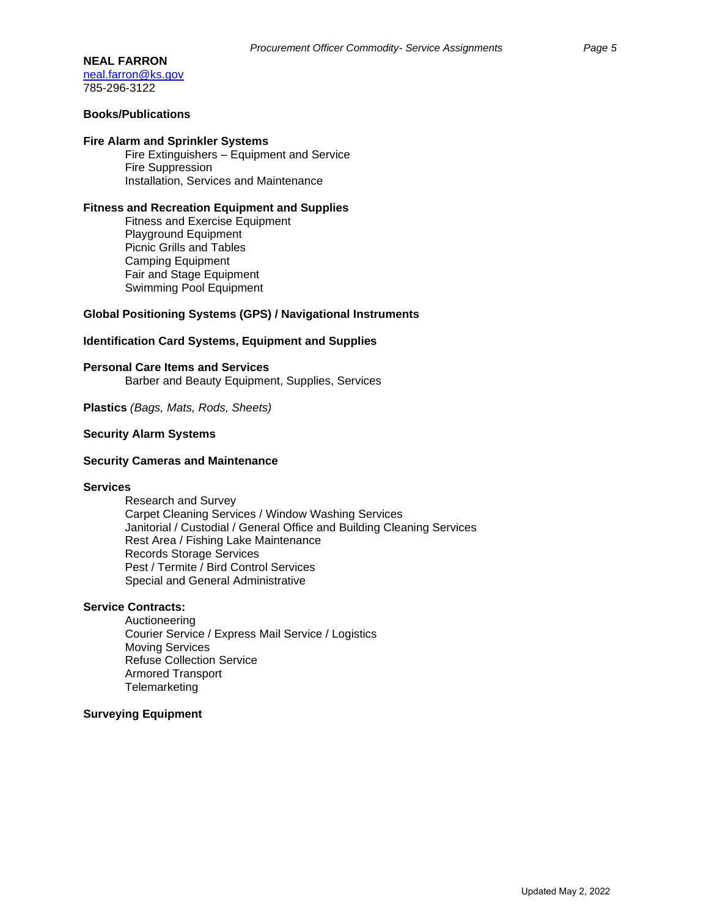**NEAL FARRON**
neal.farron@ks.gov
785-296-3122

**Books/Publications**

**Fire Alarm and Sprinkler Systems**
- Fire Extinguishers – Equipment and Service
- Fire Suppression
- Installation, Services and Maintenance

**Fitness and Recreation Equipment and Supplies**
- Fitness and Exercise Equipment
- Playground Equipment
- Picnic Grills and Tables
- Camping Equipment
- Fair and Stage Equipment
- Swimming Pool Equipment

**Global Positioning Systems (GPS) / Navigational Instruments**

**Identification Card Systems, Equipment and Supplies**

**Personal Care Items and Services**
- Barber and Beauty Equipment, Supplies, Services

**Plastics** *(Bags, Mats, Rods, Sheets)*

**Security Alarm Systems**

**Security Cameras and Maintenance**

**Services**
- Research and Survey
- Carpet Cleaning Services / Window Washing Services
- Janitorial / Custodial / General Office and Building Cleaning Services
- Rest Area / Fishing Lake Maintenance
- Records Storage Services
- Pest / Termite / Bird Control Services
- Special and General Administrative

**Service Contracts:**
- Auctioneering
- Courier Service / Express Mail Service / Logistics
- Moving Services
- Refuse Collection Service
- Armored Transport
- Telemarketing

**Surveying Equipment**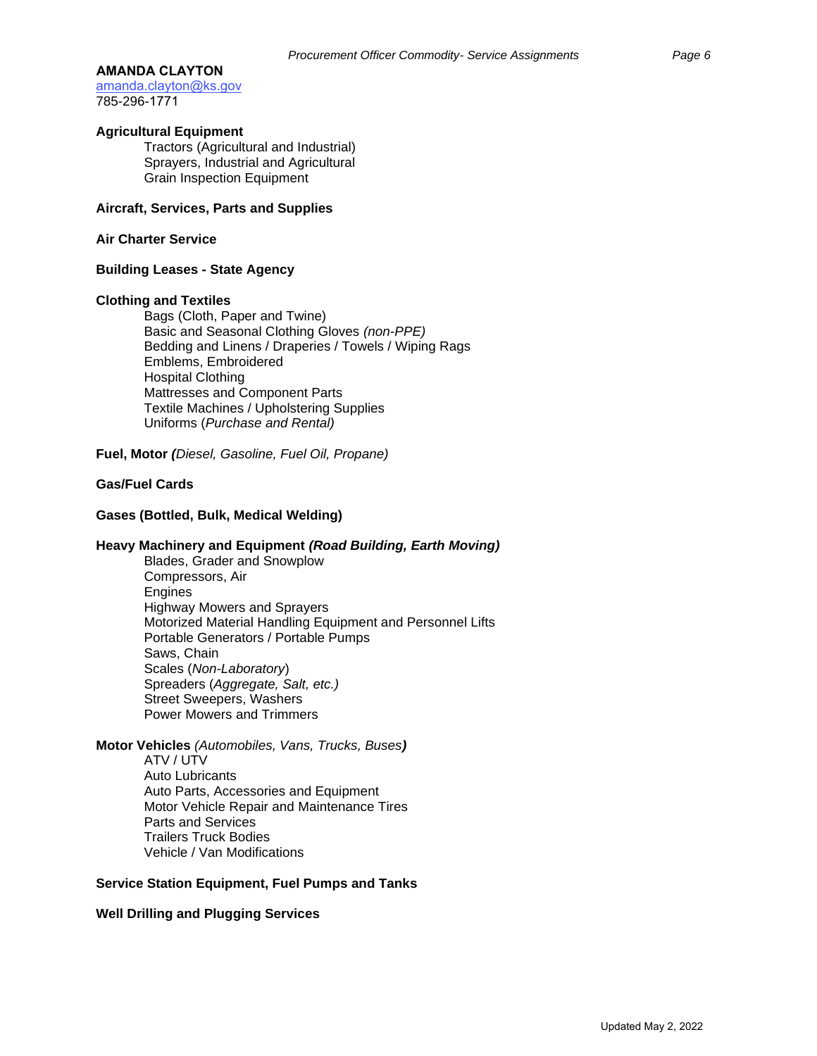**AMANDA CLAYTON**
[amanda.clayton@ks.gov](mailto:amanda.clayton@ks.gov)
785-296-1771

**Agricultural Equipment**
- Tractors (Agricultural and Industrial)
- Sprayers, Industrial and Agricultural
- Grain Inspection Equipment

**Aircraft, Services, Parts and Supplies**

**Air Charter Service**

**Building Leases - State Agency**

**Clothing and Textiles**
- Bags (Cloth, Paper and Twine)
- Basic and Seasonal Clothing Gloves *(non-PPE)*
- Bedding and Linens / Draperies / Towels / Wiping Rags
- Emblems, Embroidered
- Hospital Clothing
- Mattresses and Component Parts
- Textile Machines / Upholstering Supplies
- Uniforms (*Purchase and Rental)*

**Fuel, Motor *(****Diesel, Gasoline, Fuel Oil, Propane)*

**Gas/Fuel Cards**

**Gases (Bottled, Bulk, Medical Welding)**

**Heavy Machinery and Equipment *(Road Building, Earth Moving)***
- Blades, Grader and Snowplow
- Compressors, Air
- Engines
- Highway Mowers and Sprayers
- Motorized Material Handling Equipment and Personnel Lifts
- Portable Generators / Portable Pumps
- Saws, Chain
- Scales (*Non-Laboratory*)
- Spreaders (*Aggregate, Salt, etc.)*
- Street Sweepers, Washers
- Power Mowers and Trimmers

**Motor Vehicles** *(Automobiles, Vans, Trucks, Buses****)***
- ATV / UTV
- Auto Lubricants
- Auto Parts, Accessories and Equipment
- Motor Vehicle Repair and Maintenance Tires
- Parts and Services
- Trailers Truck Bodies
- Vehicle / Van Modifications

**Service Station Equipment, Fuel Pumps and Tanks**

**Well Drilling and Plugging Services**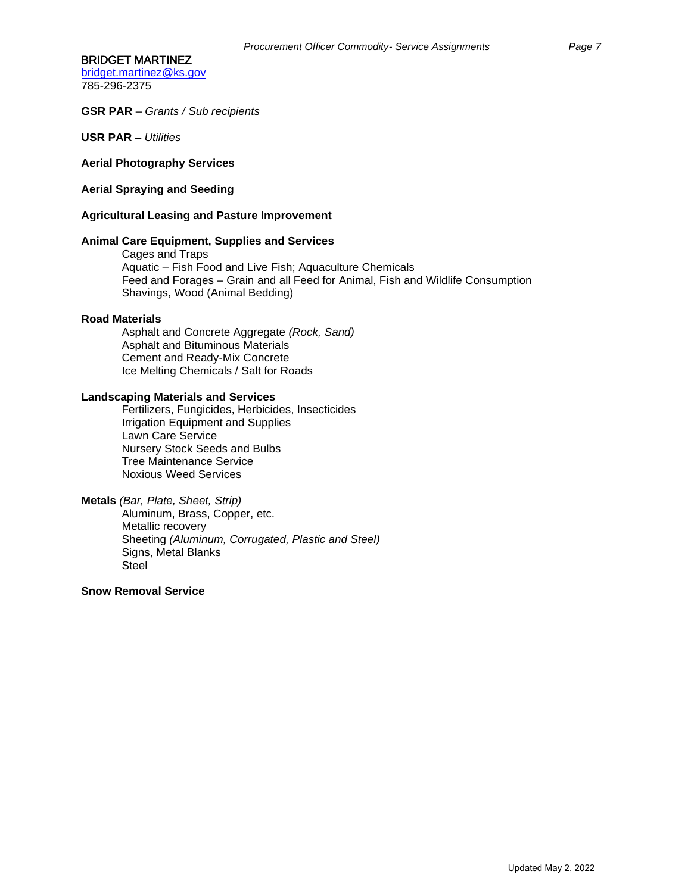**BRIDGET MARTINEZ**
[bridget.martinez@ks.gov](mailto:bridget.martinez@ks.gov)
785-296-2375

**GSR PAR** – *Grants / Sub recipients*

**USR PAR –** *Utilities*

**Aerial Photography Services**

**Aerial Spraying and Seeding**

**Agricultural Leasing and Pasture Improvement**

**Animal Care Equipment, Supplies and Services**

- Cages and Traps
- Aquatic – Fish Food and Live Fish; Aquaculture Chemicals
- Feed and Forages – Grain and all Feed for Animal, Fish and Wildlife Consumption
- Shavings, Wood (Animal Bedding)

**Road Materials**

- Asphalt and Concrete Aggregate *(Rock, Sand)*
- Asphalt and Bituminous Materials
- Cement and Ready-Mix Concrete
- Ice Melting Chemicals / Salt for Roads

**Landscaping Materials and Services**

- Fertilizers, Fungicides, Herbicides, Insecticides
- Irrigation Equipment and Supplies
- Lawn Care Service
- Nursery Stock Seeds and Bulbs
- Tree Maintenance Service
- Noxious Weed Services

**Metals** *(Bar, Plate, Sheet, Strip)*

- Aluminum, Brass, Copper, etc.
- Metallic recovery
- Sheeting *(Aluminum, Corrugated, Plastic and Steel)*
- Signs, Metal Blanks
- Steel

**Snow Removal Service**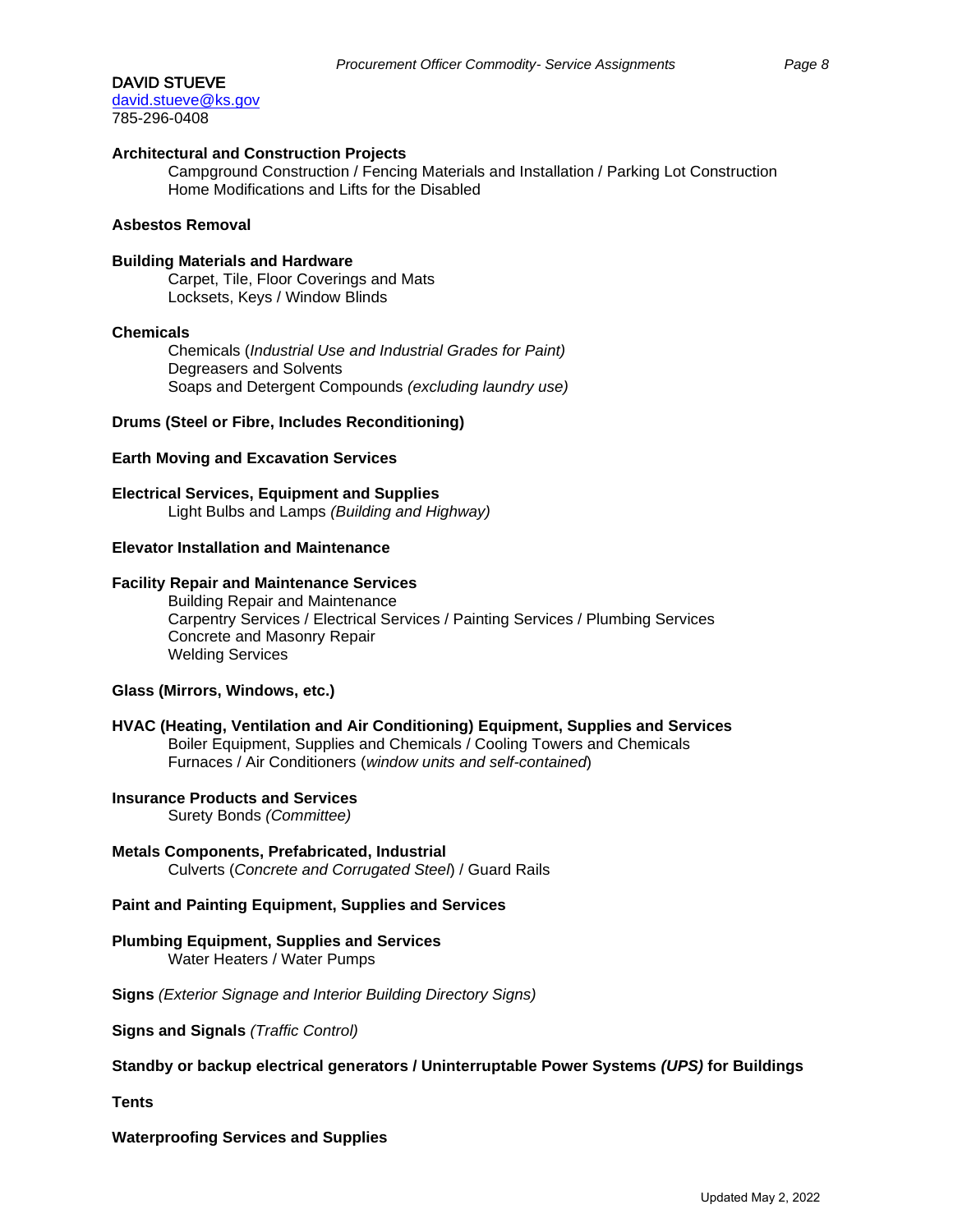**DAVID STUEVE**
david.stueve@ks.gov
785-296-0408

**Architectural and Construction Projects**

Campground Construction / Fencing Materials and Installation / Parking Lot Construction
Home Modifications and Lifts for the Disabled

**Asbestos Removal**

**Building Materials and Hardware**

Carpet, Tile, Floor Coverings and Mats
Locksets, Keys / Window Blinds

**Chemicals**

Chemicals (*Industrial Use and Industrial Grades for Paint)*
Degreasers and Solvents
Soaps and Detergent Compounds *(excluding laundry use)*

**Drums (Steel or Fibre, Includes Reconditioning)**

**Earth Moving and Excavation Services**

**Electrical Services, Equipment and Supplies**

Light Bulbs and Lamps *(Building and Highway)*

**Elevator Installation and Maintenance**

**Facility Repair and Maintenance Services**

Building Repair and Maintenance
Carpentry Services / Electrical Services / Painting Services / Plumbing Services
Concrete and Masonry Repair
Welding Services

**Glass (Mirrors, Windows, etc.)**

**HVAC (Heating, Ventilation and Air Conditioning) Equipment, Supplies and Services**

Boiler Equipment, Supplies and Chemicals / Cooling Towers and Chemicals
Furnaces / Air Conditioners (*window units and self-contained*)

**Insurance Products and Services**

Surety Bonds *(Committee)*

**Metals Components, Prefabricated, Industrial**

Culverts (*Concrete and Corrugated Steel*) / Guard Rails

**Paint and Painting Equipment, Supplies and Services**

**Plumbing Equipment, Supplies and Services**

Water Heaters / Water Pumps

**Signs** *(Exterior Signage and Interior Building Directory Signs)*

**Signs and Signals** *(Traffic Control)*

**Standby or backup electrical generators / Uninterruptable Power Systems *(UPS)* for Buildings**

**Tents**

**Waterproofing Services and Supplies**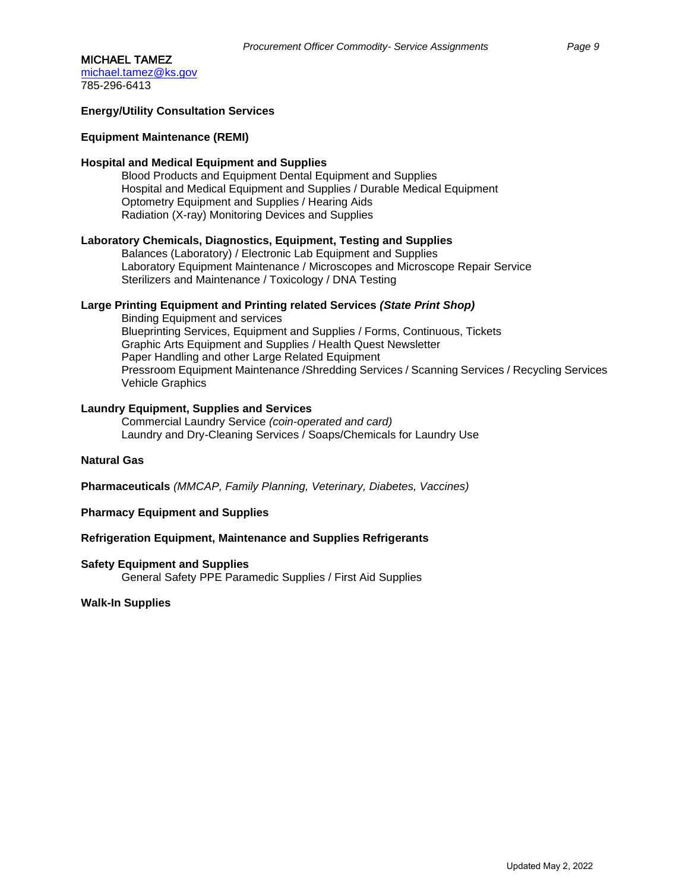MICHAEL TAMEZ
michael.tamez@ks.gov
785-296-6413

**Energy/Utility Consultation Services**

**Equipment Maintenance (REMI)**

**Hospital and Medical Equipment and Supplies**

Blood Products and Equipment Dental Equipment and Supplies
Hospital and Medical Equipment and Supplies / Durable Medical Equipment
Optometry Equipment and Supplies / Hearing Aids
Radiation (X-ray) Monitoring Devices and Supplies

**Laboratory Chemicals, Diagnostics, Equipment, Testing and Supplies**

Balances (Laboratory) / Electronic Lab Equipment and Supplies
Laboratory Equipment Maintenance / Microscopes and Microscope Repair Service
Sterilizers and Maintenance / Toxicology / DNA Testing

**Large Printing Equipment and Printing related Services *(State Print Shop)***

Binding Equipment and services
Blueprinting Services, Equipment and Supplies / Forms, Continuous, Tickets
Graphic Arts Equipment and Supplies / Health Quest Newsletter
Paper Handling and other Large Related Equipment
Pressroom Equipment Maintenance /Shredding Services / Scanning Services / Recycling Services
Vehicle Graphics

**Laundry Equipment, Supplies and Services**

Commercial Laundry Service *(coin-operated and card)*
Laundry and Dry-Cleaning Services / Soaps/Chemicals for Laundry Use

**Natural Gas**

**Pharmaceuticals** *(MMCAP, Family Planning, Veterinary, Diabetes, Vaccines)*

**Pharmacy Equipment and Supplies**

**Refrigeration Equipment, Maintenance and Supplies Refrigerants**

**Safety Equipment and Supplies**

General Safety PPE Paramedic Supplies / First Aid Supplies

**Walk-In Supplies**

Updated May 2, 2022